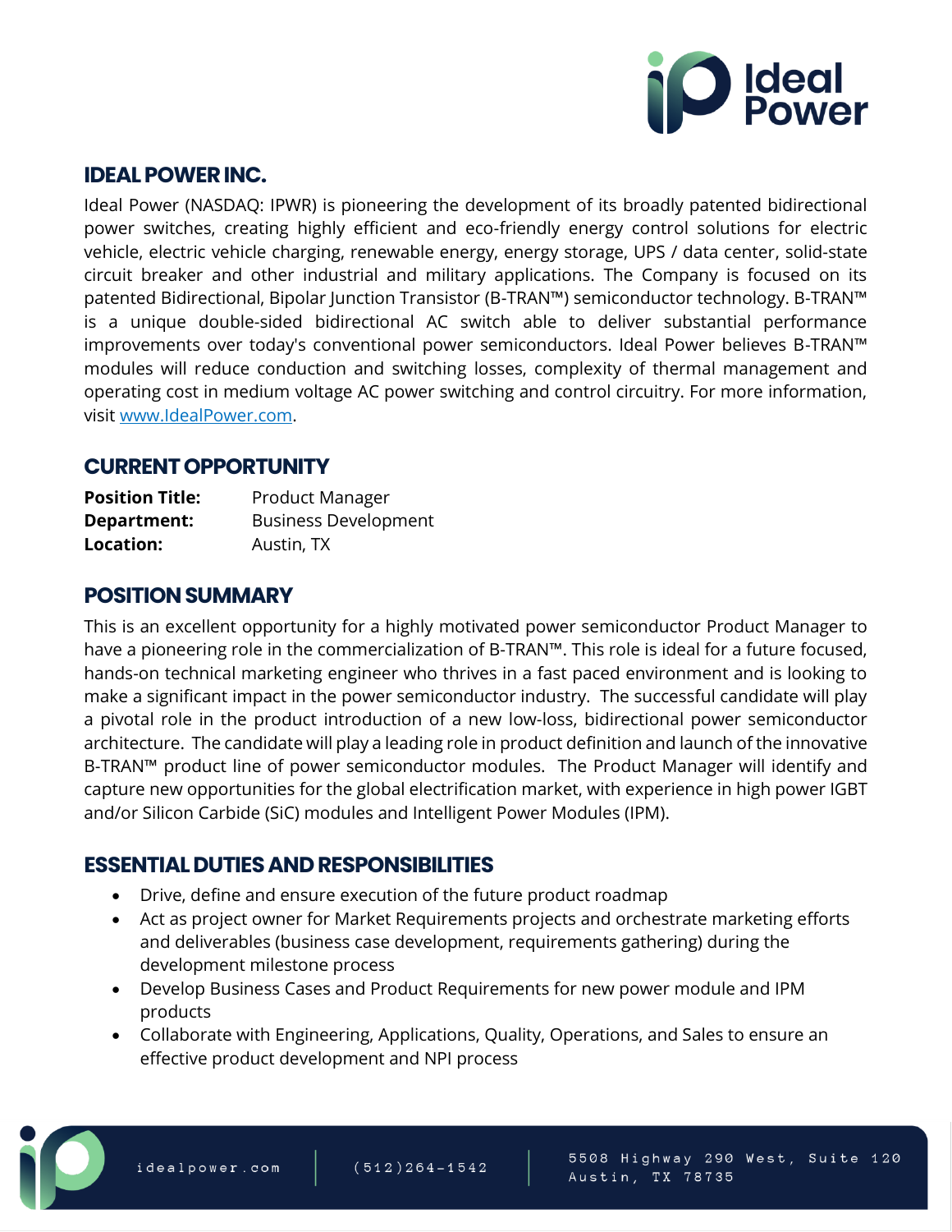## IDEAL POWER INC.

Ideal Power (NASDAQ: IPWR) is pioneering the development of its broadly patented bidirectional power switches, creating highly efficient and eco-friendly energy control solutions for electric vehicle, electric vehicle charging, renewable energy, energy storage, UPS / data center, solid-state circuit breaker and other industrial and military applications. The Company is focused on its patented Bidirectional, Bipolar Junction Transistor (B-TRAN™) semiconductor technology. B-TRAN™ is a unique double-sided bidirectional AC switch able to deliver substantial performance improvements over today's conventional power semiconductors. Ideal Power believes B-TRAN™ modules will reduce conduction and switching losses, complexity of thermal management and operating cost in medium voltage AC power switching and control circuitry. For more information, visit [www.IdealPower.com](http://www.IdealPower.com).

## CURRENT OPPORTUNITY

**Position Title:** Product Manager
**Department:** Business Development
**Location:** Austin, TX

## POSITION SUMMARY

This is an excellent opportunity for a highly motivated power semiconductor Product Manager to have a pioneering role in the commercialization of B-TRAN™. This role is ideal for a future focused, hands-on technical marketing engineer who thrives in a fast paced environment and is looking to make a significant impact in the power semiconductor industry. The successful candidate will play a pivotal role in the product introduction of a new low-loss, bidirectional power semiconductor architecture. The candidate will play a leading role in product definition and launch of the innovative B-TRAN™ product line of power semiconductor modules. The Product Manager will identify and capture new opportunities for the global electrification market, with experience in high power IGBT and/or Silicon Carbide (SiC) modules and Intelligent Power Modules (IPM).

## ESSENTIAL DUTIES AND RESPONSIBILITIES

- Drive, define and ensure execution of the future product roadmap
- Act as project owner for Market Requirements projects and orchestrate marketing efforts and deliverables (business case development, requirements gathering) during the development milestone process
- Develop Business Cases and Product Requirements for new power module and IPM products
- Collaborate with Engineering, Applications, Quality, Operations, and Sales to ensure an effective product development and NPI process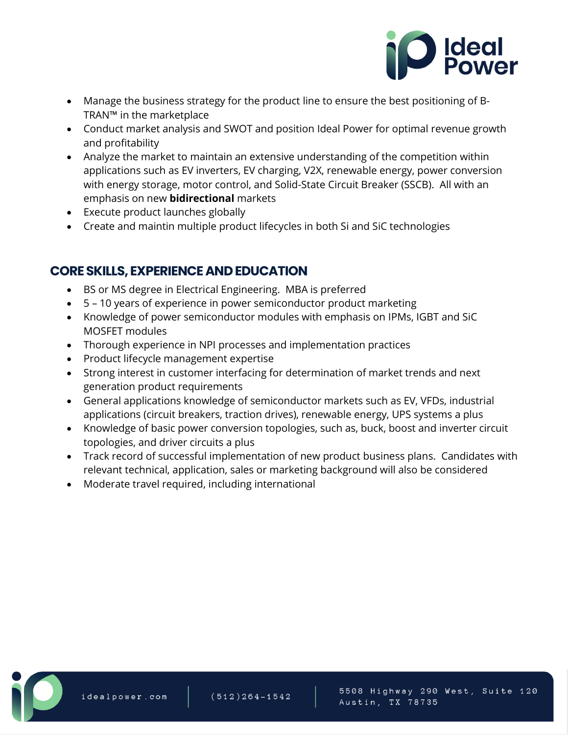- Manage the business strategy for the product line to ensure the best positioning of B-TRAN™ in the marketplace
- Conduct market analysis and SWOT and position Ideal Power for optimal revenue growth and profitability
- Analyze the market to maintain an extensive understanding of the competition within applications such as EV inverters, EV charging, V2X, renewable energy, power conversion with energy storage, motor control, and Solid-State Circuit Breaker (SSCB). All with an emphasis on new **bidirectional** markets
- Execute product launches globally
- Create and maintin multiple product lifecycles in both Si and SiC technologies

## CORE SKILLS, EXPERIENCE AND EDUCATION

- BS or MS degree in Electrical Engineering. MBA is preferred
- 5 – 10 years of experience in power semiconductor product marketing
- Knowledge of power semiconductor modules with emphasis on IPMs, IGBT and SiC MOSFET modules
- Thorough experience in NPI processes and implementation practices
- Product lifecycle management expertise
- Strong interest in customer interfacing for determination of market trends and next generation product requirements
- General applications knowledge of semiconductor markets such as EV, VFDs, industrial applications (circuit breakers, traction drives), renewable energy, UPS systems a plus
- Knowledge of basic power conversion topologies, such as, buck, boost and inverter circuit topologies, and driver circuits a plus
- Track record of successful implementation of new product business plans. Candidates with relevant technical, application, sales or marketing background will also be considered
- Moderate travel required, including international